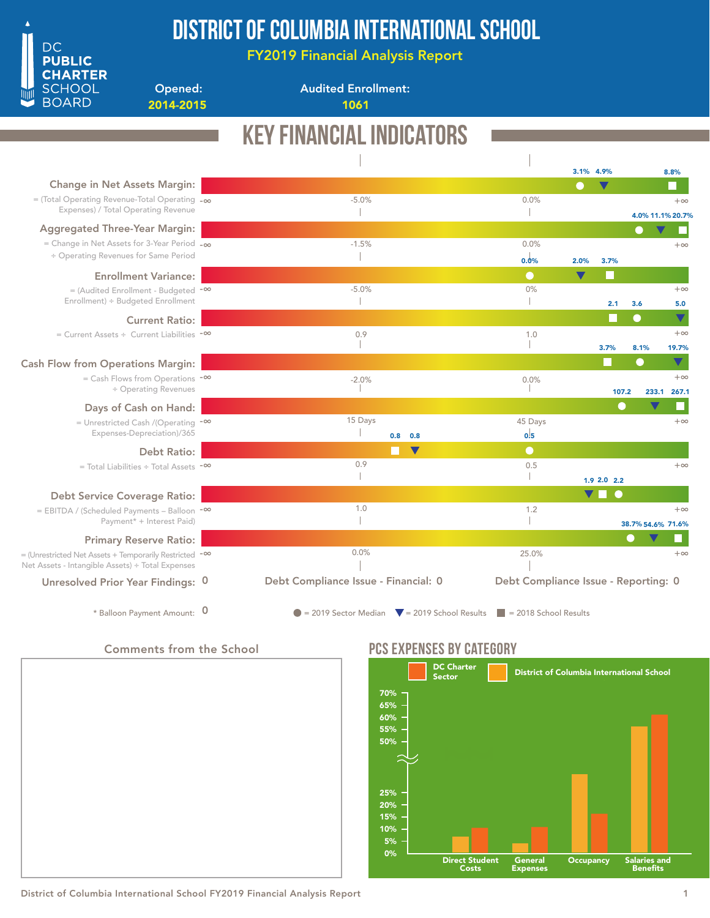# DISTRICT OF COLUMBIA INTERNATIONAL SCHOOL

**FY2019 Financial Analysis Report**

DC PUBLIC CHARTER SCHOOL BOARD

**Opened:** 2014-2015

**Audited Enrollment:** 1061

## KEY FINANCIAL INDICATORS

| Indicator | Formula | Scale | 2019 Sector Median | 2019 School Results | 2018 School Results |
|---|---|---|---|---|---|
| Change in Net Assets Margin | (Total Operating Revenue-Total Operating Expenses) / Total Operating Revenue | -∞, -5.0%, 0.0%, +∞ | 3.1% | 4.9% | 8.8% |
| Aggregated Three-Year Margin | Change in Net Assets for 3-Year Period ÷ Operating Revenues for Same Period | -∞, -1.5%, 0.0%, +∞ | 4.0% | 11.1% | 20.7% |
| Enrollment Variance | (Audited Enrollment - Budgeted Enrollment) ÷ Budgeted Enrollment | -∞, -5.0%, 0%, +∞ | 0.0% | 2.0% | 3.7% |
| Current Ratio | Current Assets ÷ Current Liabilities | -∞, 0.9, 1.0, +∞ | 3.6 | 5.0 | 2.1 |
| Cash Flow from Operations Margin | Cash Flows from Operations ÷ Operating Revenues | -∞, -2.0%, 0.0%, +∞ | 8.1% | 19.7% | 3.7% |
| Days of Cash on Hand | Unrestricted Cash /(Operating Expenses-Depreciation)/365 | -∞, 15 Days, 45 Days, +∞ | 107.2 | 233.1 | 267.1 |
| Debt Ratio | Total Liabilities ÷ Total Assets | -∞, 0.9, 0.5, +∞ | 0.5 | 0.8 | 0.8 |
| Debt Service Coverage Ratio | EBITDA / (Scheduled Payments – Balloon Payment* + Interest Paid) | -∞, 1.0, 1.2, +∞ | 2.2 | 1.9 | 2.0 |
| Primary Reserve Ratio | (Unrestricted Net Assets + Temporarily Restricted Net Assets - Intangible Assets) ÷ Total Expenses | -∞, 0.0%, 25.0%, +∞ | 38.7% | 54.6% | 71.6% |

Unresolved Prior Year Findings: 0

Debt Compliance Issue - Financial: 0

Debt Compliance Issue - Reporting: 0

\* Balloon Payment Amount: 0

● = 2019 Sector Median ▼ = 2019 School Results ■ = 2018 School Results

### Comments from the School

## PCS EXPENSES BY CATEGORY

Legend: DC Charter Sector; District of Columbia International School

Categories: Direct Student Costs, General Expenses, Occupancy, Salaries and Benefits

Y-axis: 0%, 5%, 10%, 15%, 20%, 25%, 50%, 55%, 60%, 65%, 70%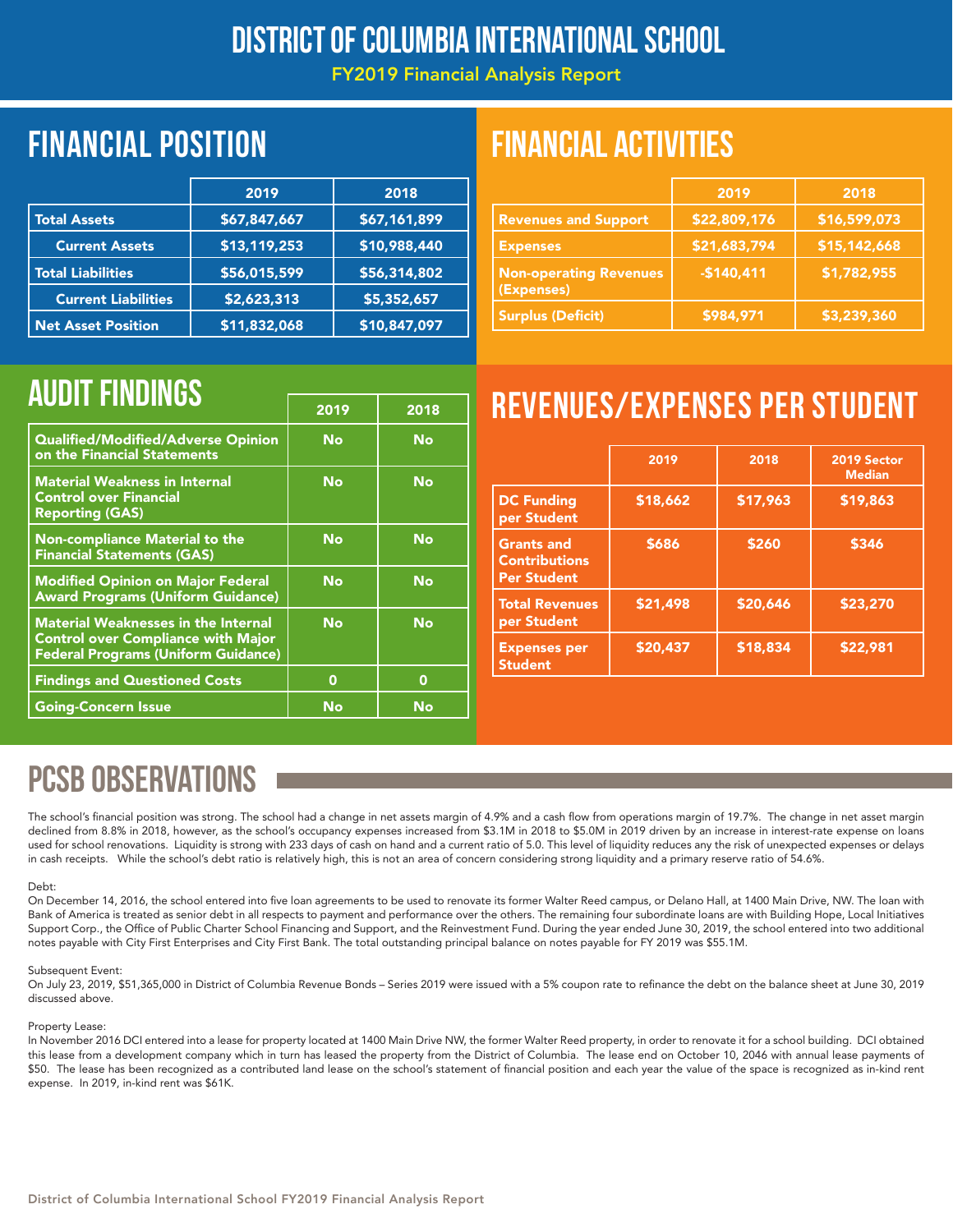# DISTRICT OF COLUMBIA INTERNATIONAL SCHOOL

FY2019 Financial Analysis Report

## FINANCIAL POSITION

| | 2019 | 2018 |
|---|---|---|
| **Total Assets** | $67,847,667 | $67,161,899 |
| **Current Assets** | $13,119,253 | $10,988,440 |
| **Total Liabilities** | $56,015,599 | $56,314,802 |
| **Current Liabilities** | $2,623,313 | $5,352,657 |
| **Net Asset Position** | $11,832,068 | $10,847,097 |

## FINANCIAL ACTIVITIES

| | 2019 | 2018 |
|---|---|---|
| **Revenues and Support** | $22,809,176 | $16,599,073 |
| **Expenses** | $21,683,794 | $15,142,668 |
| **Non-operating Revenues (Expenses)** | -$140,411 | $1,782,955 |
| **Surplus (Deficit)** | $984,971 | $3,239,360 |

## AUDIT FINDINGS

| | 2019 | 2018 |
|---|---|---|
| **Qualified/Modified/Adverse Opinion on the Financial Statements** | No | No |
| **Material Weakness in Internal Control over Financial Reporting (GAS)** | No | No |
| **Non-compliance Material to the Financial Statements (GAS)** | No | No |
| **Modified Opinion on Major Federal Award Programs (Uniform Guidance)** | No | No |
| **Material Weaknesses in the Internal Control over Compliance with Major Federal Programs (Uniform Guidance)** | No | No |
| **Findings and Questioned Costs** | 0 | 0 |
| **Going-Concern Issue** | No | No |

## REVENUES/EXPENSES PER STUDENT

| | 2019 | 2018 | 2019 Sector Median |
|---|---|---|---|
| **DC Funding per Student** | $18,662 | $17,963 | $19,863 |
| **Grants and Contributions Per Student** | $686 | $260 | $346 |
| **Total Revenues per Student** | $21,498 | $20,646 | $23,270 |
| **Expenses per Student** | $20,437 | $18,834 | $22,981 |

## PCSB OBSERVATIONS

The school's financial position was strong. The school had a change in net assets margin of 4.9% and a cash flow from operations margin of 19.7%. The change in net asset margin declined from 8.8% in 2018, however, as the school's occupancy expenses increased from $3.1M in 2018 to $5.0M in 2019 driven by an increase in interest-rate expense on loans used for school renovations. Liquidity is strong with 233 days of cash on hand and a current ratio of 5.0. This level of liquidity reduces any the risk of unexpected expenses or delays in cash receipts. While the school's debt ratio is relatively high, this is not an area of concern considering strong liquidity and a primary reserve ratio of 54.6%.

Debt:

On December 14, 2016, the school entered into five loan agreements to be used to renovate its former Walter Reed campus, or Delano Hall, at 1400 Main Drive, NW. The loan with Bank of America is treated as senior debt in all respects to payment and performance over the others. The remaining four subordinate loans are with Building Hope, Local Initiatives Support Corp., the Office of Public Charter School Financing and Support, and the Reinvestment Fund. During the year ended June 30, 2019, the school entered into two additional notes payable with City First Enterprises and City First Bank. The total outstanding principal balance on notes payable for FY 2019 was $55.1M.

Subsequent Event:

On July 23, 2019, $51,365,000 in District of Columbia Revenue Bonds – Series 2019 were issued with a 5% coupon rate to refinance the debt on the balance sheet at June 30, 2019 discussed above.

Property Lease:

In November 2016 DCI entered into a lease for property located at 1400 Main Drive NW, the former Walter Reed property, in order to renovate it for a school building. DCI obtained this lease from a development company which in turn has leased the property from the District of Columbia. The lease end on October 10, 2046 with annual lease payments of $50. The lease has been recognized as a contributed land lease on the school's statement of financial position and each year the value of the space is recognized as in-kind rent expense. In 2019, in-kind rent was $61K.